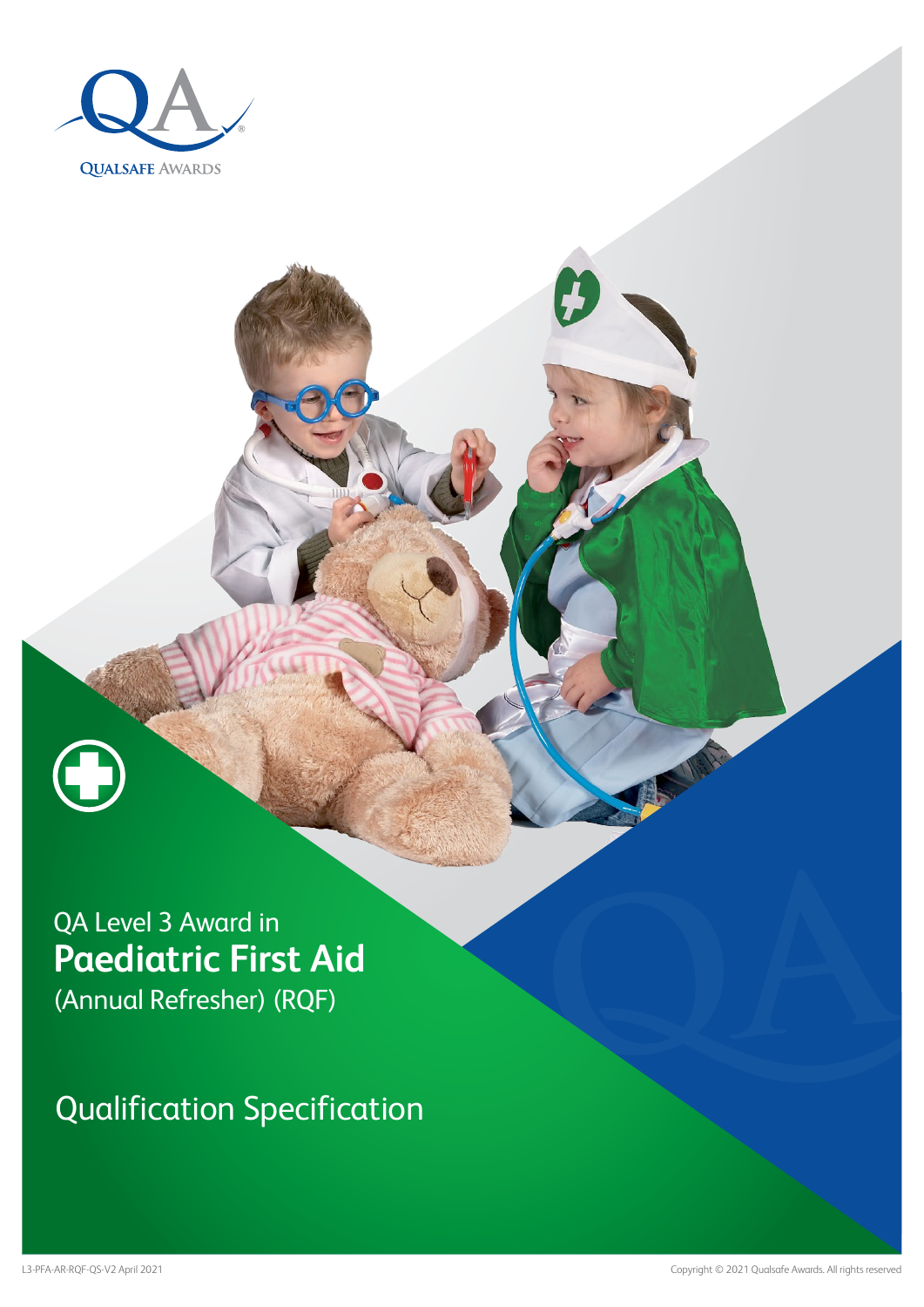QUALSAFE AWARDS

QA Level 3 Award in

# Paediatric First Aid

(Annual Refresher) (RQF)

## Qualification Specification

L3-PFA-AR-RQF-QS-V2 April 2021

Copyright © 2021 Qualsafe Awards. All rights reserved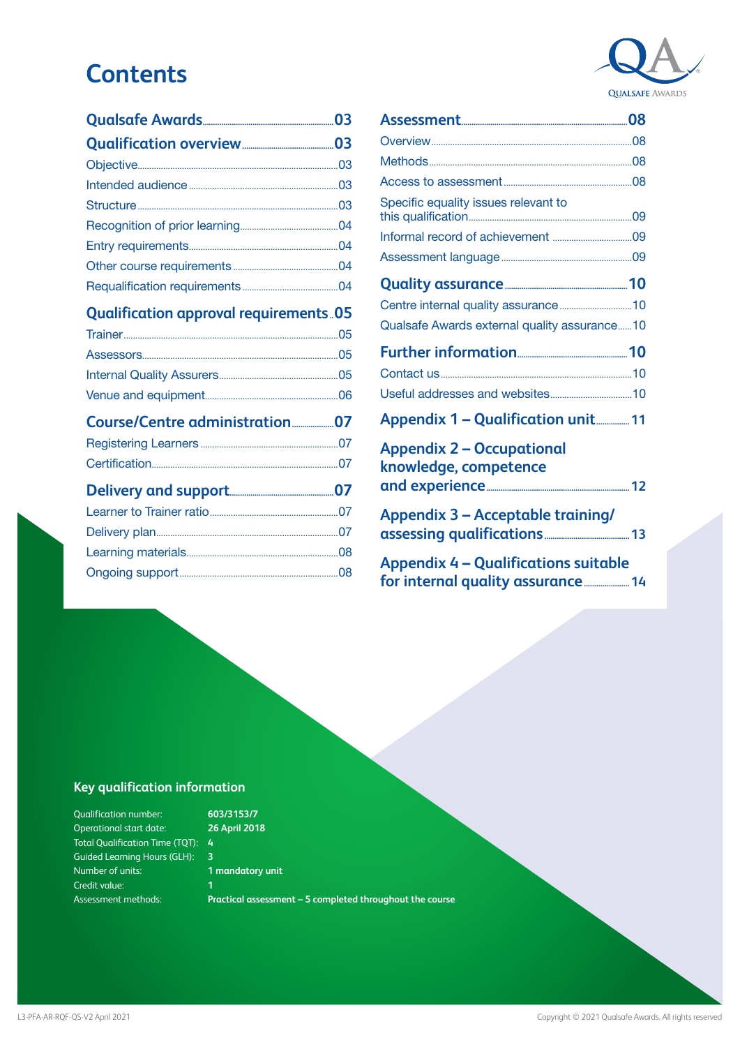# Contents

**Qualsafe Awards** 03

**Qualification overview** 03

- Objective 03
- Intended audience 03
- Structure 03
- Recognition of prior learning 04
- Entry requirements 04
- Other course requirements 04
- Requalification requirements 04

**Qualification approval requirements** 05

- Trainer 05
- Assessors 05
- Internal Quality Assurers 05
- Venue and equipment 06

**Course/Centre administration** 07

- Registering Learners 07
- Certification 07

**Delivery and support** 07

- Learner to Trainer ratio 07
- Delivery plan 07
- Learning materials 08
- Ongoing support 08

**Assessment** 08

- Overview 08
- Methods 08
- Access to assessment 08
- Specific equality issues relevant to this qualification 09
- Informal record of achievement 09
- Assessment language 09

**Quality assurance** 10

- Centre internal quality assurance 10
- Qualsafe Awards external quality assurance 10

**Further information** 10

- Contact us 10
- Useful addresses and websites 10

**Appendix 1 – Qualification unit** 11

**Appendix 2 – Occupational knowledge, competence and experience** 12

**Appendix 3 – Acceptable training/assessing qualifications** 13

**Appendix 4 – Qualifications suitable for internal quality assurance** 14

## Key qualification information

| | |
|---|---|
| Qualification number: | **603/3153/7** |
| Operational start date: | **26 April 2018** |
| Total Qualification Time (TQT): | **4** |
| Guided Learning Hours (GLH): | **3** |
| Number of units: | **1 mandatory unit** |
| Credit value: | **1** |
| Assessment methods: | **Practical assessment – 5 completed throughout the course** |

L3-PFA-AR-RQF-QS-V2 April 2021

Copyright © 2021 Qualsafe Awards. All rights reserved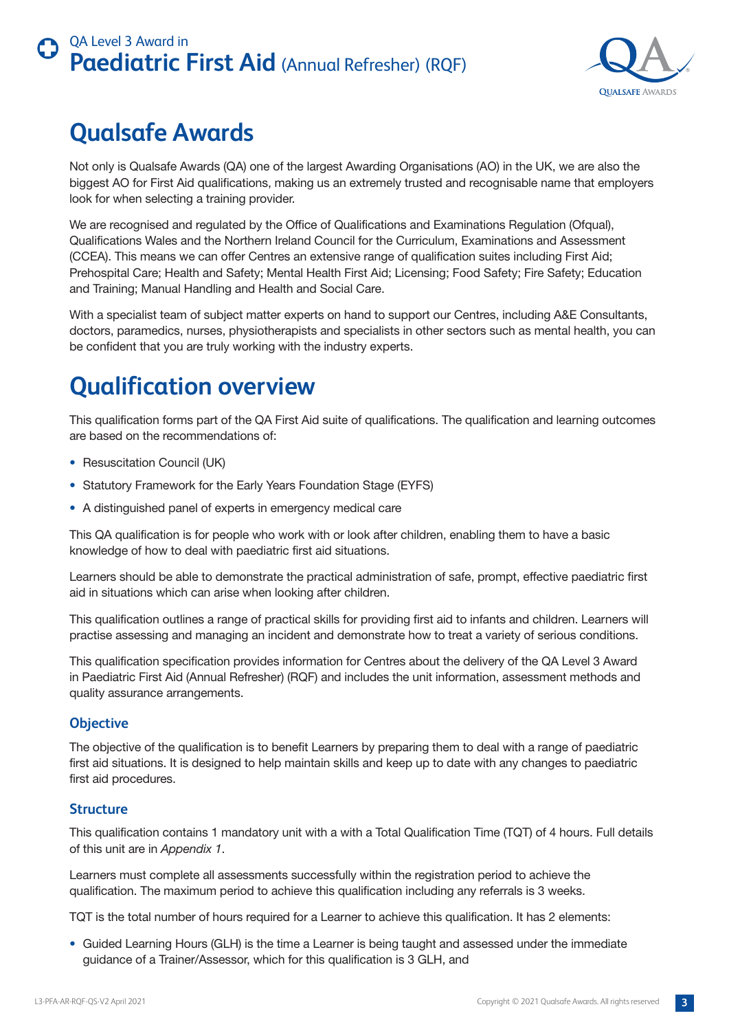# Qualsafe Awards

Not only is Qualsafe Awards (QA) one of the largest Awarding Organisations (AO) in the UK, we are also the biggest AO for First Aid qualifications, making us an extremely trusted and recognisable name that employers look for when selecting a training provider.

We are recognised and regulated by the Office of Qualifications and Examinations Regulation (Ofqual), Qualifications Wales and the Northern Ireland Council for the Curriculum, Examinations and Assessment (CCEA). This means we can offer Centres an extensive range of qualification suites including First Aid; Prehospital Care; Health and Safety; Mental Health First Aid; Licensing; Food Safety; Fire Safety; Education and Training; Manual Handling and Health and Social Care.

With a specialist team of subject matter experts on hand to support our Centres, including A&E Consultants, doctors, paramedics, nurses, physiotherapists and specialists in other sectors such as mental health, you can be confident that you are truly working with the industry experts.

# Qualification overview

This qualification forms part of the QA First Aid suite of qualifications. The qualification and learning outcomes are based on the recommendations of:

- Resuscitation Council (UK)
- Statutory Framework for the Early Years Foundation Stage (EYFS)
- A distinguished panel of experts in emergency medical care

This QA qualification is for people who work with or look after children, enabling them to have a basic knowledge of how to deal with paediatric first aid situations.

Learners should be able to demonstrate the practical administration of safe, prompt, effective paediatric first aid in situations which can arise when looking after children.

This qualification outlines a range of practical skills for providing first aid to infants and children. Learners will practise assessing and managing an incident and demonstrate how to treat a variety of serious conditions.

This qualification specification provides information for Centres about the delivery of the QA Level 3 Award in Paediatric First Aid (Annual Refresher) (RQF) and includes the unit information, assessment methods and quality assurance arrangements.

### Objective

The objective of the qualification is to benefit Learners by preparing them to deal with a range of paediatric first aid situations. It is designed to help maintain skills and keep up to date with any changes to paediatric first aid procedures.

### Structure

This qualification contains 1 mandatory unit with a with a Total Qualification Time (TQT) of 4 hours. Full details of this unit are in *Appendix 1*.

Learners must complete all assessments successfully within the registration period to achieve the qualification. The maximum period to achieve this qualification including any referrals is 3 weeks.

TQT is the total number of hours required for a Learner to achieve this qualification. It has 2 elements:

- Guided Learning Hours (GLH) is the time a Learner is being taught and assessed under the immediate guidance of a Trainer/Assessor, which for this qualification is 3 GLH, and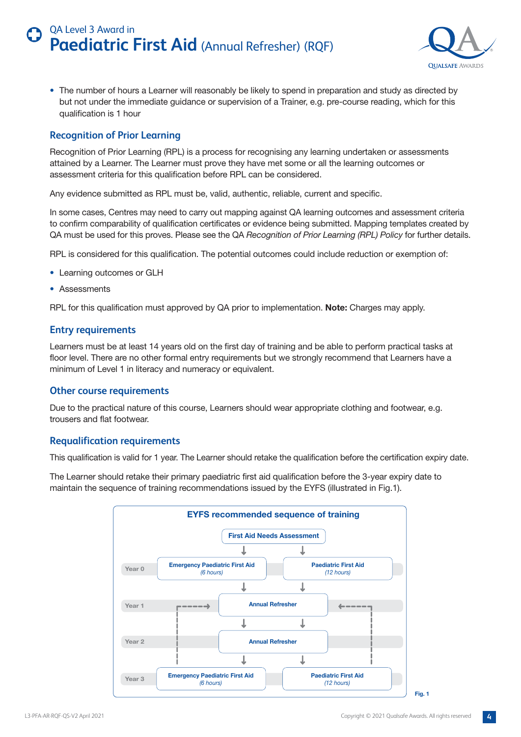- The number of hours a Learner will reasonably be likely to spend in preparation and study as directed by but not under the immediate guidance or supervision of a Trainer, e.g. pre-course reading, which for this qualification is 1 hour

## Recognition of Prior Learning

Recognition of Prior Learning (RPL) is a process for recognising any learning undertaken or assessments attained by a Learner. The Learner must prove they have met some or all the learning outcomes or assessment criteria for this qualification before RPL can be considered.

Any evidence submitted as RPL must be, valid, authentic, reliable, current and specific.

In some cases, Centres may need to carry out mapping against QA learning outcomes and assessment criteria to confirm comparability of qualification certificates or evidence being submitted. Mapping templates created by QA must be used for this proves. Please see the QA *Recognition of Prior Learning (RPL) Policy* for further details.

RPL is considered for this qualification. The potential outcomes could include reduction or exemption of:

- Learning outcomes or GLH
- Assessments

RPL for this qualification must approved by QA prior to implementation. **Note:** Charges may apply.

## Entry requirements

Learners must be at least 14 years old on the first day of training and be able to perform practical tasks at floor level. There are no other formal entry requirements but we strongly recommend that Learners have a minimum of Level 1 in literacy and numeracy or equivalent.

## Other course requirements

Due to the practical nature of this course, Learners should wear appropriate clothing and footwear, e.g. trousers and flat footwear.

## Requalification requirements

This qualification is valid for 1 year. The Learner should retake the qualification before the certification expiry date.

The Learner should retake their primary paediatric first aid qualification before the 3-year expiry date to maintain the sequence of training recommendations issued by the EYFS (illustrated in Fig.1).

**EYFS recommended sequence of training**

First Aid Needs Assessment

| | | |
|---|---|---|
| Year 0 | Emergency Paediatric First Aid (6 hours) | Paediatric First Aid (12 hours) |
| Year 1 | Annual Refresher | |
| Year 2 | Annual Refresher | |
| Year 3 | Emergency Paediatric First Aid (6 hours) | Paediatric First Aid (12 hours) |

Fig. 1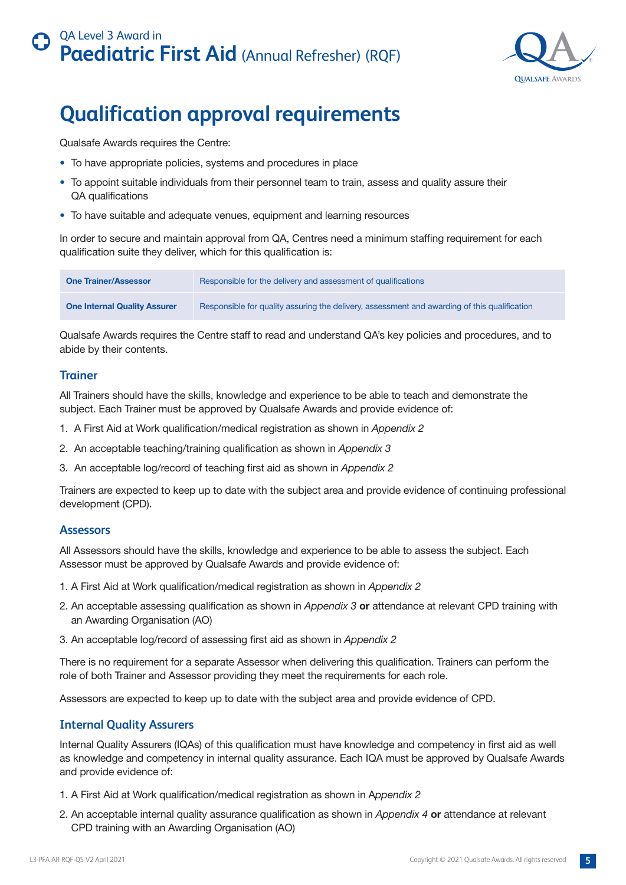# Qualification approval requirements

Qualsafe Awards requires the Centre:

- To have appropriate policies, systems and procedures in place
- To appoint suitable individuals from their personnel team to train, assess and quality assure their QA qualifications
- To have suitable and adequate venues, equipment and learning resources

In order to secure and maintain approval from QA, Centres need a minimum staffing requirement for each qualification suite they deliver, which for this qualification is:

| | |
|---|---|
| **One Trainer/Assessor** | Responsible for the delivery and assessment of qualifications |
| **One Internal Quality Assurer** | Responsible for quality assuring the delivery, assessment and awarding of this qualification |

Qualsafe Awards requires the Centre staff to read and understand QA's key policies and procedures, and to abide by their contents.

### Trainer

All Trainers should have the skills, knowledge and experience to be able to teach and demonstrate the subject. Each Trainer must be approved by Qualsafe Awards and provide evidence of:

1. A First Aid at Work qualification/medical registration as shown in *Appendix 2*
2. An acceptable teaching/training qualification as shown in *Appendix 3*
3. An acceptable log/record of teaching first aid as shown in *Appendix 2*

Trainers are expected to keep up to date with the subject area and provide evidence of continuing professional development (CPD).

### Assessors

All Assessors should have the skills, knowledge and experience to be able to assess the subject. Each Assessor must be approved by Qualsafe Awards and provide evidence of:

1. A First Aid at Work qualification/medical registration as shown in *Appendix 2*
2. An acceptable assessing qualification as shown in *Appendix 3* **or** attendance at relevant CPD training with an Awarding Organisation (AO)
3. An acceptable log/record of assessing first aid as shown in *Appendix 2*

There is no requirement for a separate Assessor when delivering this qualification. Trainers can perform the role of both Trainer and Assessor providing they meet the requirements for each role.

Assessors are expected to keep up to date with the subject area and provide evidence of CPD.

### Internal Quality Assurers

Internal Quality Assurers (IQAs) of this qualification must have knowledge and competency in first aid as well as knowledge and competency in internal quality assurance. Each IQA must be approved by Qualsafe Awards and provide evidence of:

1. A First Aid at Work qualification/medical registration as shown in *Appendix 2*
2. An acceptable internal quality assurance qualification as shown in *Appendix 4* **or** attendance at relevant CPD training with an Awarding Organisation (AO)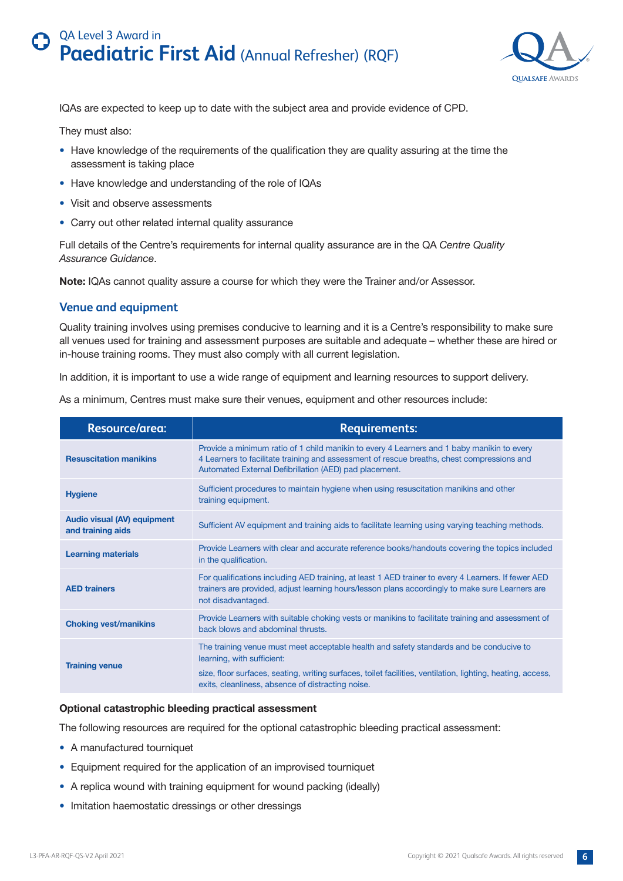IQAs are expected to keep up to date with the subject area and provide evidence of CPD.

They must also:

- Have knowledge of the requirements of the qualification they are quality assuring at the time the assessment is taking place
- Have knowledge and understanding of the role of IQAs
- Visit and observe assessments
- Carry out other related internal quality assurance

Full details of the Centre's requirements for internal quality assurance are in the QA *Centre Quality Assurance Guidance*.

**Note:** IQAs cannot quality assure a course for which they were the Trainer and/or Assessor.

## Venue and equipment

Quality training involves using premises conducive to learning and it is a Centre's responsibility to make sure all venues used for training and assessment purposes are suitable and adequate – whether these are hired or in-house training rooms. They must also comply with all current legislation.

In addition, it is important to use a wide range of equipment and learning resources to support delivery.

As a minimum, Centres must make sure their venues, equipment and other resources include:

| Resource/area: | Requirements: |
|---|---|
| **Resuscitation manikins** | Provide a minimum ratio of 1 child manikin to every 4 Learners and 1 baby manikin to every 4 Learners to facilitate training and assessment of rescue breaths, chest compressions and Automated External Defibrillation (AED) pad placement. |
| **Hygiene** | Sufficient procedures to maintain hygiene when using resuscitation manikins and other training equipment. |
| **Audio visual (AV) equipment and training aids** | Sufficient AV equipment and training aids to facilitate learning using varying teaching methods. |
| **Learning materials** | Provide Learners with clear and accurate reference books/handouts covering the topics included in the qualification. |
| **AED trainers** | For qualifications including AED training, at least 1 AED trainer to every 4 Learners. If fewer AED trainers are provided, adjust learning hours/lesson plans accordingly to make sure Learners are not disadvantaged. |
| **Choking vest/manikins** | Provide Learners with suitable choking vests or manikins to facilitate training and assessment of back blows and abdominal thrusts. |
| **Training venue** | The training venue must meet acceptable health and safety standards and be conducive to learning, with sufficient: size, floor surfaces, seating, writing surfaces, toilet facilities, ventilation, lighting, heating, access, exits, cleanliness, absence of distracting noise. |

**Optional catastrophic bleeding practical assessment**

The following resources are required for the optional catastrophic bleeding practical assessment:

- A manufactured tourniquet
- Equipment required for the application of an improvised tourniquet
- A replica wound with training equipment for wound packing (ideally)
- Imitation haemostatic dressings or other dressings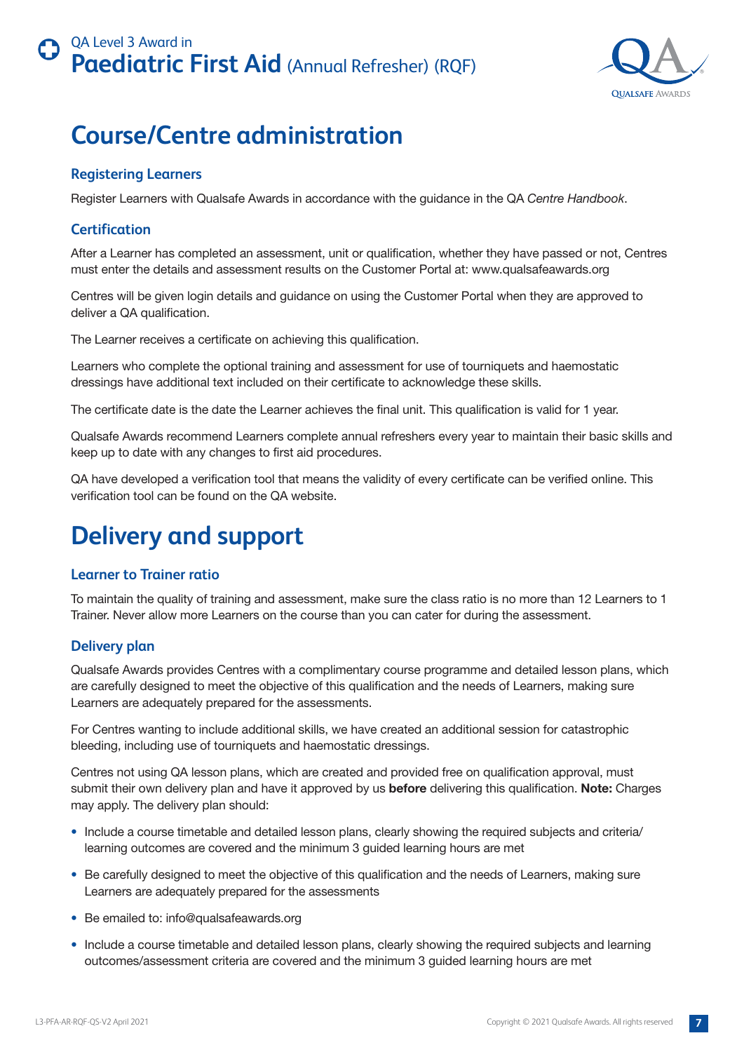# Course/Centre administration

### Registering Learners

Register Learners with Qualsafe Awards in accordance with the guidance in the QA *Centre Handbook*.

### Certification

After a Learner has completed an assessment, unit or qualification, whether they have passed or not, Centres must enter the details and assessment results on the Customer Portal at: www.qualsafeawards.org

Centres will be given login details and guidance on using the Customer Portal when they are approved to deliver a QA qualification.

The Learner receives a certificate on achieving this qualification.

Learners who complete the optional training and assessment for use of tourniquets and haemostatic dressings have additional text included on their certificate to acknowledge these skills.

The certificate date is the date the Learner achieves the final unit. This qualification is valid for 1 year.

Qualsafe Awards recommend Learners complete annual refreshers every year to maintain their basic skills and keep up to date with any changes to first aid procedures.

QA have developed a verification tool that means the validity of every certificate can be verified online. This verification tool can be found on the QA website.

# Delivery and support

### Learner to Trainer ratio

To maintain the quality of training and assessment, make sure the class ratio is no more than 12 Learners to 1 Trainer. Never allow more Learners on the course than you can cater for during the assessment.

### Delivery plan

Qualsafe Awards provides Centres with a complimentary course programme and detailed lesson plans, which are carefully designed to meet the objective of this qualification and the needs of Learners, making sure Learners are adequately prepared for the assessments.

For Centres wanting to include additional skills, we have created an additional session for catastrophic bleeding, including use of tourniquets and haemostatic dressings.

Centres not using QA lesson plans, which are created and provided free on qualification approval, must submit their own delivery plan and have it approved by us **before** delivering this qualification. **Note:** Charges may apply. The delivery plan should:

- Include a course timetable and detailed lesson plans, clearly showing the required subjects and criteria/learning outcomes are covered and the minimum 3 guided learning hours are met
- Be carefully designed to meet the objective of this qualification and the needs of Learners, making sure Learners are adequately prepared for the assessments
- Be emailed to: info@qualsafeawards.org
- Include a course timetable and detailed lesson plans, clearly showing the required subjects and learning outcomes/assessment criteria are covered and the minimum 3 guided learning hours are met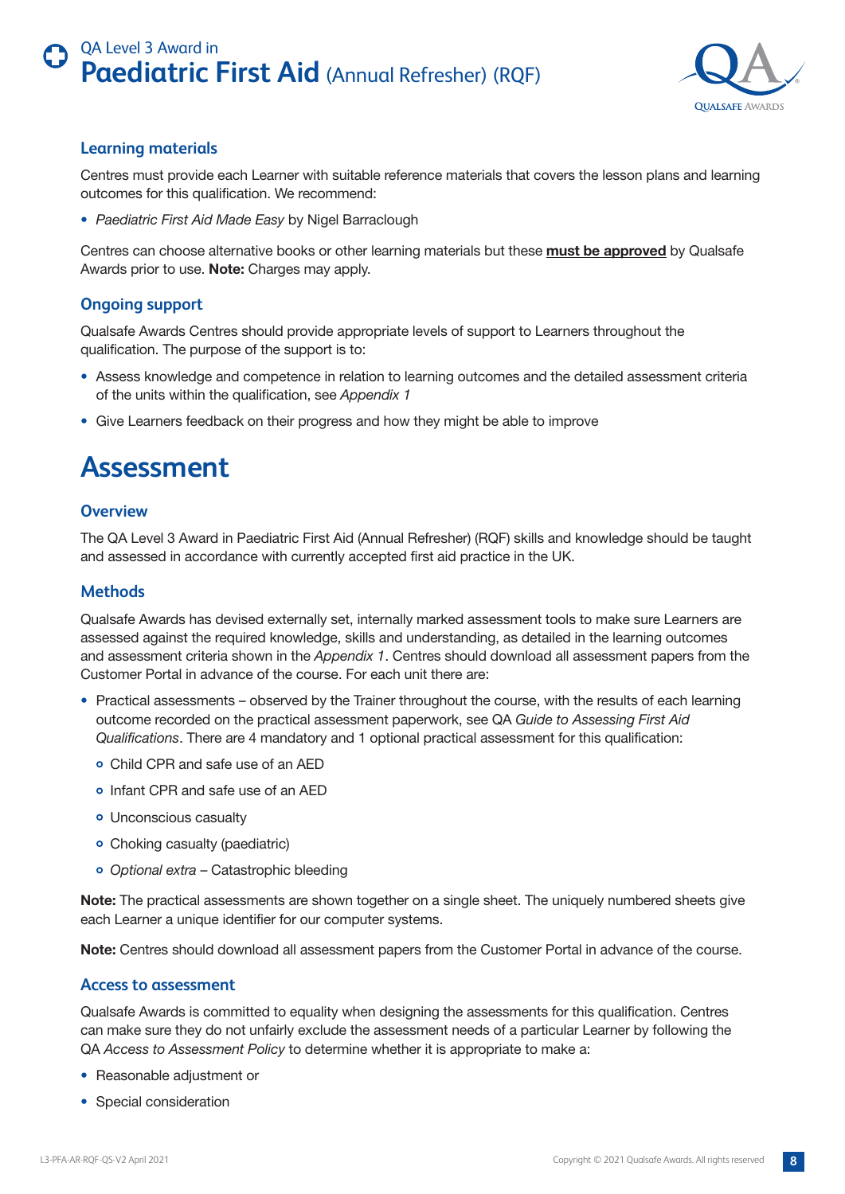## Learning materials

Centres must provide each Learner with suitable reference materials that covers the lesson plans and learning outcomes for this qualification. We recommend:

- *Paediatric First Aid Made Easy* by Nigel Barraclough

Centres can choose alternative books or other learning materials but these **must be approved** by Qualsafe Awards prior to use. **Note:** Charges may apply.

## Ongoing support

Qualsafe Awards Centres should provide appropriate levels of support to Learners throughout the qualification. The purpose of the support is to:

- Assess knowledge and competence in relation to learning outcomes and the detailed assessment criteria of the units within the qualification, see *Appendix 1*
- Give Learners feedback on their progress and how they might be able to improve

# Assessment

## Overview

The QA Level 3 Award in Paediatric First Aid (Annual Refresher) (RQF) skills and knowledge should be taught and assessed in accordance with currently accepted first aid practice in the UK.

## Methods

Qualsafe Awards has devised externally set, internally marked assessment tools to make sure Learners are assessed against the required knowledge, skills and understanding, as detailed in the learning outcomes and assessment criteria shown in the *Appendix 1*. Centres should download all assessment papers from the Customer Portal in advance of the course. For each unit there are:

- Practical assessments – observed by the Trainer throughout the course, with the results of each learning outcome recorded on the practical assessment paperwork, see QA *Guide to Assessing First Aid Qualifications*. There are 4 mandatory and 1 optional practical assessment for this qualification:
  - Child CPR and safe use of an AED
  - Infant CPR and safe use of an AED
  - Unconscious casualty
  - Choking casualty (paediatric)
  - *Optional extra* – Catastrophic bleeding

**Note:** The practical assessments are shown together on a single sheet. The uniquely numbered sheets give each Learner a unique identifier for our computer systems.

**Note:** Centres should download all assessment papers from the Customer Portal in advance of the course.

## Access to assessment

Qualsafe Awards is committed to equality when designing the assessments for this qualification. Centres can make sure they do not unfairly exclude the assessment needs of a particular Learner by following the QA *Access to Assessment Policy* to determine whether it is appropriate to make a:

- Reasonable adjustment or
- Special consideration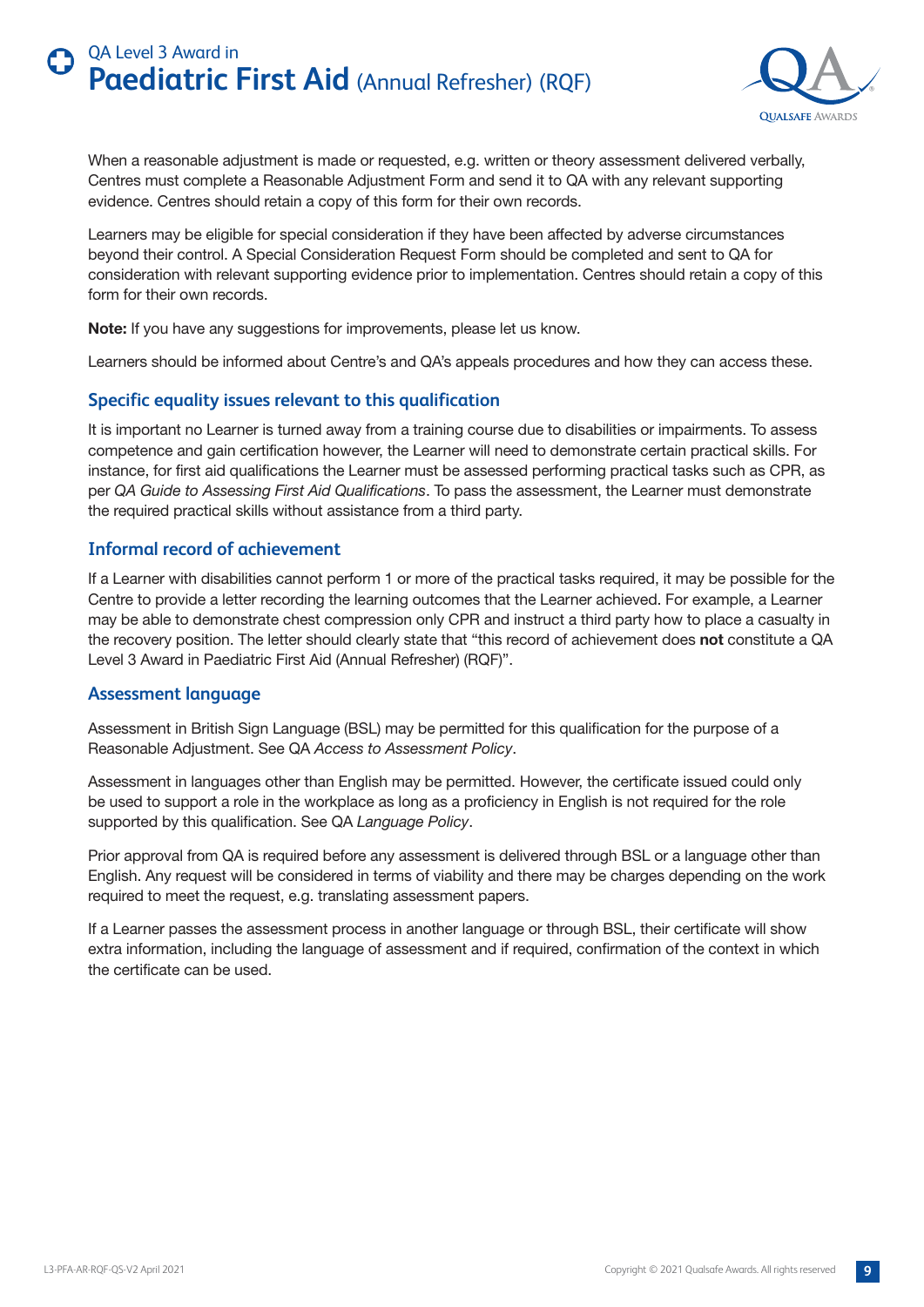When a reasonable adjustment is made or requested, e.g. written or theory assessment delivered verbally, Centres must complete a Reasonable Adjustment Form and send it to QA with any relevant supporting evidence. Centres should retain a copy of this form for their own records.

Learners may be eligible for special consideration if they have been affected by adverse circumstances beyond their control. A Special Consideration Request Form should be completed and sent to QA for consideration with relevant supporting evidence prior to implementation. Centres should retain a copy of this form for their own records.

**Note:** If you have any suggestions for improvements, please let us know.

Learners should be informed about Centre's and QA's appeals procedures and how they can access these.

## Specific equality issues relevant to this qualification

It is important no Learner is turned away from a training course due to disabilities or impairments. To assess competence and gain certification however, the Learner will need to demonstrate certain practical skills. For instance, for first aid qualifications the Learner must be assessed performing practical tasks such as CPR, as per *QA Guide to Assessing First Aid Qualifications*. To pass the assessment, the Learner must demonstrate the required practical skills without assistance from a third party.

## Informal record of achievement

If a Learner with disabilities cannot perform 1 or more of the practical tasks required, it may be possible for the Centre to provide a letter recording the learning outcomes that the Learner achieved. For example, a Learner may be able to demonstrate chest compression only CPR and instruct a third party how to place a casualty in the recovery position. The letter should clearly state that "this record of achievement does **not** constitute a QA Level 3 Award in Paediatric First Aid (Annual Refresher) (RQF)".

## Assessment language

Assessment in British Sign Language (BSL) may be permitted for this qualification for the purpose of a Reasonable Adjustment. See QA *Access to Assessment Policy*.

Assessment in languages other than English may be permitted. However, the certificate issued could only be used to support a role in the workplace as long as a proficiency in English is not required for the role supported by this qualification. See QA *Language Policy*.

Prior approval from QA is required before any assessment is delivered through BSL or a language other than English. Any request will be considered in terms of viability and there may be charges depending on the work required to meet the request, e.g. translating assessment papers.

If a Learner passes the assessment process in another language or through BSL, their certificate will show extra information, including the language of assessment and if required, confirmation of the context in which the certificate can be used.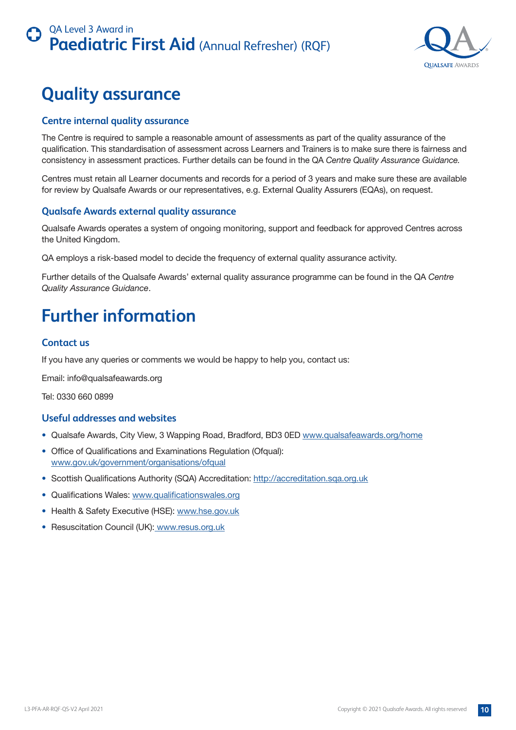# Quality assurance

### Centre internal quality assurance

The Centre is required to sample a reasonable amount of assessments as part of the quality assurance of the qualification. This standardisation of assessment across Learners and Trainers is to make sure there is fairness and consistency in assessment practices. Further details can be found in the QA *Centre Quality Assurance Guidance.*

Centres must retain all Learner documents and records for a period of 3 years and make sure these are available for review by Qualsafe Awards or our representatives, e.g. External Quality Assurers (EQAs), on request.

### Qualsafe Awards external quality assurance

Qualsafe Awards operates a system of ongoing monitoring, support and feedback for approved Centres across the United Kingdom.

QA employs a risk-based model to decide the frequency of external quality assurance activity.

Further details of the Qualsafe Awards' external quality assurance programme can be found in the QA *Centre Quality Assurance Guidance*.

# Further information

### Contact us

If you have any queries or comments we would be happy to help you, contact us:

Email: info@qualsafeawards.org

Tel: 0330 660 0899

### Useful addresses and websites

- Qualsafe Awards, City View, 3 Wapping Road, Bradford, BD3 0ED www.qualsafeawards.org/home
- Office of Qualifications and Examinations Regulation (Ofqual): www.gov.uk/government/organisations/ofqual
- Scottish Qualifications Authority (SQA) Accreditation: http://accreditation.sqa.org.uk
- Qualifications Wales: www.qualificationswales.org
- Health & Safety Executive (HSE): www.hse.gov.uk
- Resuscitation Council (UK): www.resus.org.uk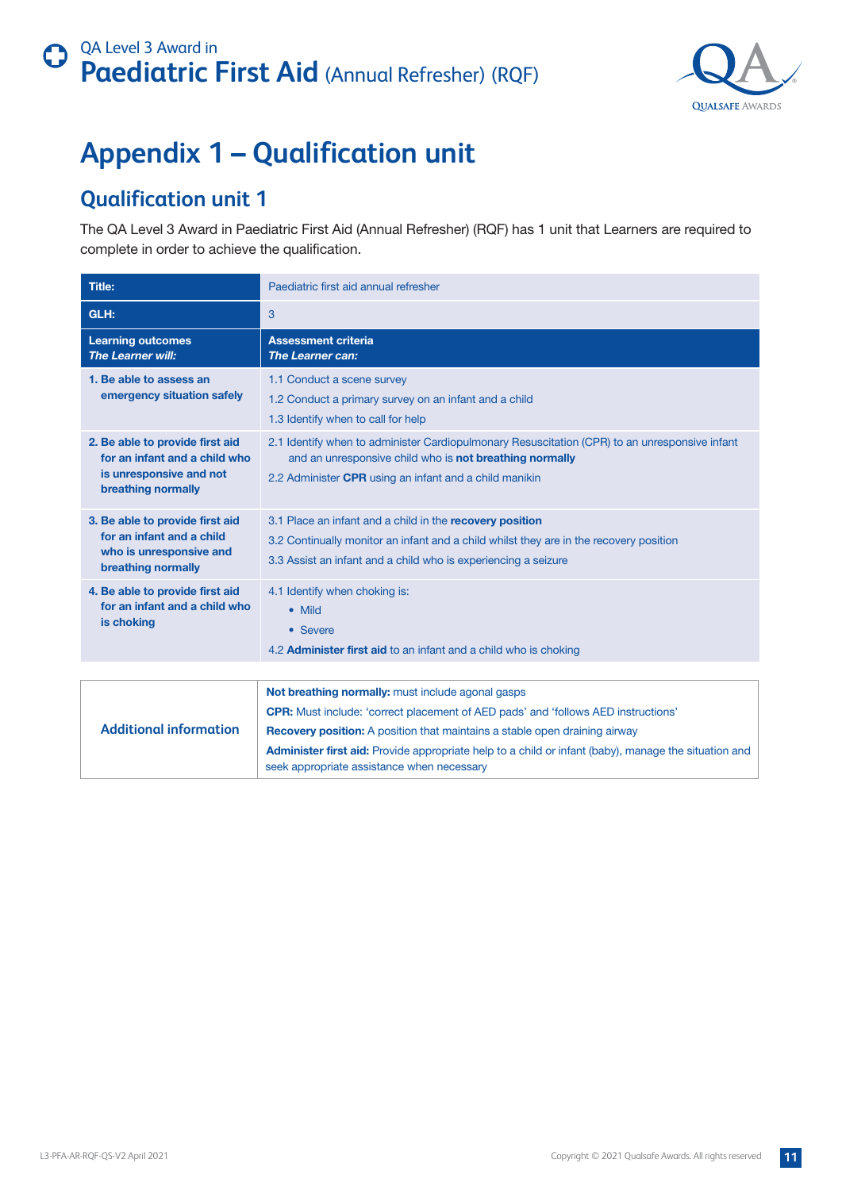# Appendix 1 – Qualification unit

## Qualification unit 1

The QA Level 3 Award in Paediatric First Aid (Annual Refresher) (RQF) has 1 unit that Learners are required to complete in order to achieve the qualification.

| **Title:** | Paediatric first aid annual refresher |
|---|---|
| **GLH:** | 3 |
| **Learning outcomes** ***The Learner will:*** | **Assessment criteria** ***The Learner can:*** |
| **1. Be able to assess an emergency situation safely** | 1.1 Conduct a scene survey<br>1.2 Conduct a primary survey on an infant and a child<br>1.3 Identify when to call for help |
| **2. Be able to provide first aid for an infant and a child who is unresponsive and not breathing normally** | 2.1 Identify when to administer Cardiopulmonary Resuscitation (CPR) to an unresponsive infant and an unresponsive child who is **not breathing normally**<br>2.2 Administer **CPR** using an infant and a child manikin |
| **3. Be able to provide first aid for an infant and a child who is unresponsive and breathing normally** | 3.1 Place an infant and a child in the **recovery position**<br>3.2 Continually monitor an infant and a child whilst they are in the recovery position<br>3.3 Assist an infant and a child who is experiencing a seizure |
| **4. Be able to provide first aid for an infant and a child who is choking** | 4.1 Identify when choking is:<br>• Mild<br>• Severe<br>4.2 **Administer first aid** to an infant and a child who is choking |

| **Additional information** | **Not breathing normally:** must include agonal gasps<br>**CPR:** Must include: 'correct placement of AED pads' and 'follows AED instructions'<br>**Recovery position:** A position that maintains a stable open draining airway<br>**Administer first aid:** Provide appropriate help to a child or infant (baby), manage the situation and seek appropriate assistance when necessary |
|---|---|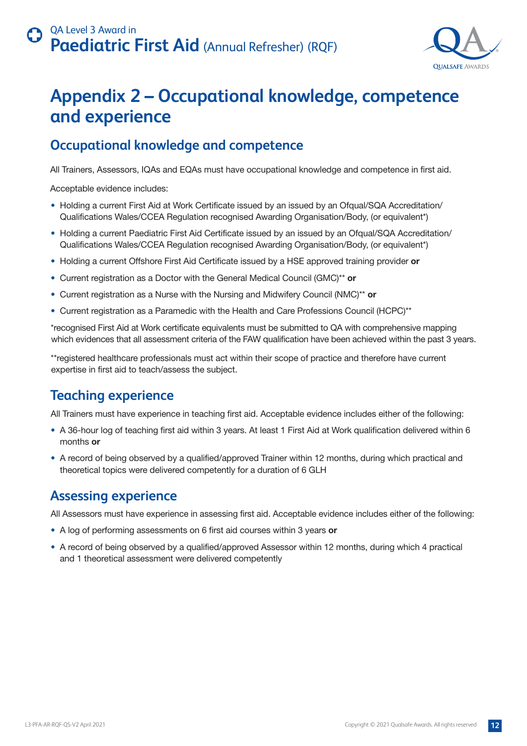# Appendix 2 – Occupational knowledge, competence and experience

## Occupational knowledge and competence

All Trainers, Assessors, IQAs and EQAs must have occupational knowledge and competence in first aid.

Acceptable evidence includes:

- Holding a current First Aid at Work Certificate issued by an issued by an Ofqual/SQA Accreditation/ Qualifications Wales/CCEA Regulation recognised Awarding Organisation/Body, (or equivalent*)
- Holding a current Paediatric First Aid Certificate issued by an issued by an Ofqual/SQA Accreditation/ Qualifications Wales/CCEA Regulation recognised Awarding Organisation/Body, (or equivalent*)
- Holding a current Offshore First Aid Certificate issued by a HSE approved training provider **or**
- Current registration as a Doctor with the General Medical Council (GMC)** **or**
- Current registration as a Nurse with the Nursing and Midwifery Council (NMC)** **or**
- Current registration as a Paramedic with the Health and Care Professions Council (HCPC)**

*recognised First Aid at Work certificate equivalents must be submitted to QA with comprehensive mapping which evidences that all assessment criteria of the FAW qualification have been achieved within the past 3 years.

**registered healthcare professionals must act within their scope of practice and therefore have current expertise in first aid to teach/assess the subject.

## Teaching experience

All Trainers must have experience in teaching first aid. Acceptable evidence includes either of the following:

- A 36-hour log of teaching first aid within 3 years. At least 1 First Aid at Work qualification delivered within 6 months **or**
- A record of being observed by a qualified/approved Trainer within 12 months, during which practical and theoretical topics were delivered competently for a duration of 6 GLH

## Assessing experience

All Assessors must have experience in assessing first aid. Acceptable evidence includes either of the following:

- A log of performing assessments on 6 first aid courses within 3 years **or**
- A record of being observed by a qualified/approved Assessor within 12 months, during which 4 practical and 1 theoretical assessment were delivered competently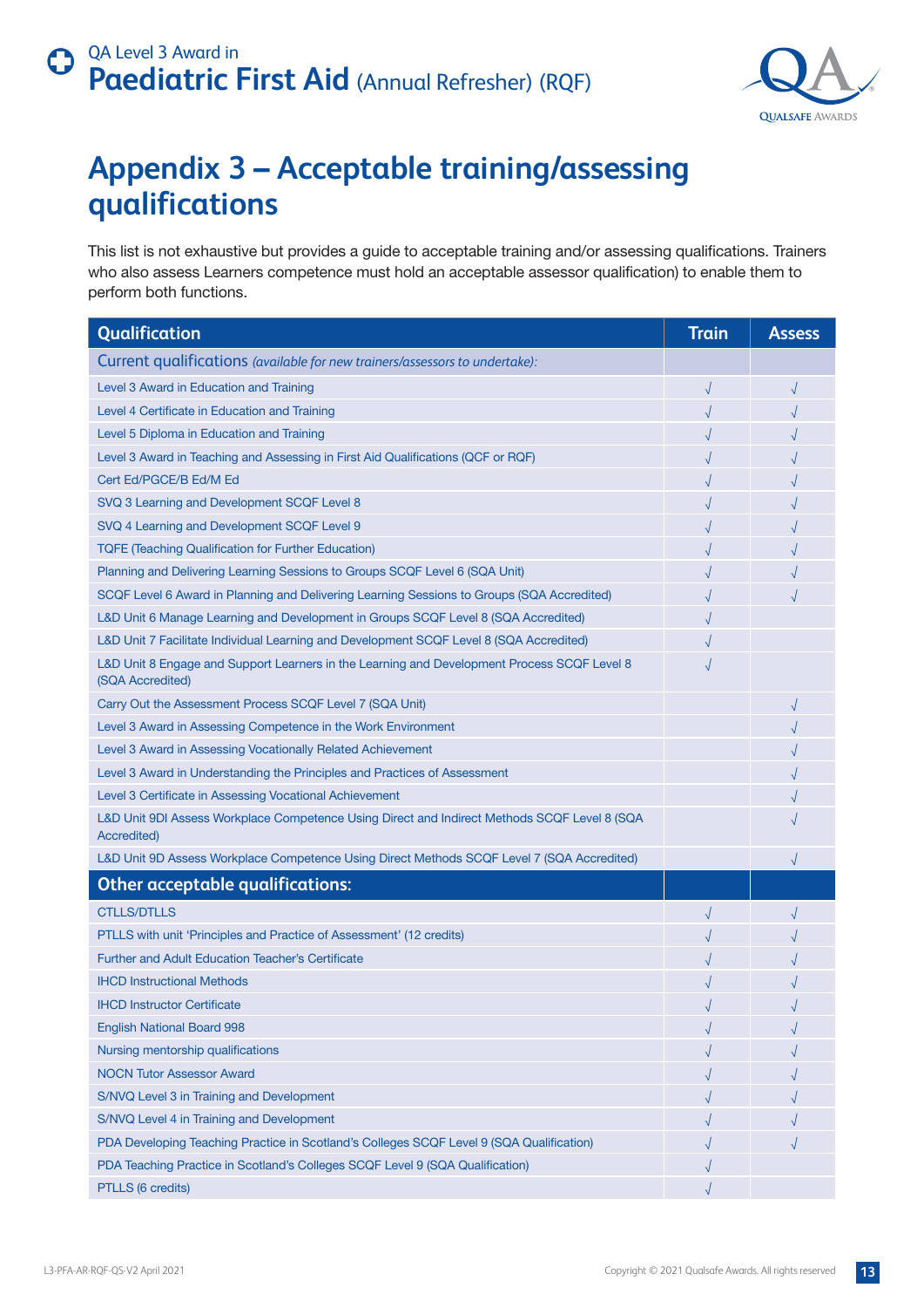# Appendix 3 – Acceptable training/assessing qualifications

This list is not exhaustive but provides a guide to acceptable training and/or assessing qualifications. Trainers who also assess Learners competence must hold an acceptable assessor qualification) to enable them to perform both functions.

| Qualification | Train | Assess |
|---|---|---|
| Current qualifications *(available for new trainers/assessors to undertake):* | | |
| Level 3 Award in Education and Training | √ | √ |
| Level 4 Certificate in Education and Training | √ | √ |
| Level 5 Diploma in Education and Training | √ | √ |
| Level 3 Award in Teaching and Assessing in First Aid Qualifications (QCF or RQF) | √ | √ |
| Cert Ed/PGCE/B Ed/M Ed | √ | √ |
| SVQ 3 Learning and Development SCQF Level 8 | √ | √ |
| SVQ 4 Learning and Development SCQF Level 9 | √ | √ |
| TQFE (Teaching Qualification for Further Education) | √ | √ |
| Planning and Delivering Learning Sessions to Groups SCQF Level 6 (SQA Unit) | √ | √ |
| SCQF Level 6 Award in Planning and Delivering Learning Sessions to Groups (SQA Accredited) | √ | √ |
| L&D Unit 6 Manage Learning and Development in Groups SCQF Level 8 (SQA Accredited) | √ | |
| L&D Unit 7 Facilitate Individual Learning and Development SCQF Level 8 (SQA Accredited) | √ | |
| L&D Unit 8 Engage and Support Learners in the Learning and Development Process SCQF Level 8 (SQA Accredited) | √ | |
| Carry Out the Assessment Process SCQF Level 7 (SQA Unit) | | √ |
| Level 3 Award in Assessing Competence in the Work Environment | | √ |
| Level 3 Award in Assessing Vocationally Related Achievement | | √ |
| Level 3 Award in Understanding the Principles and Practices of Assessment | | √ |
| Level 3 Certificate in Assessing Vocational Achievement | | √ |
| L&D Unit 9DI Assess Workplace Competence Using Direct and Indirect Methods SCQF Level 8 (SQA Accredited) | | √ |
| L&D Unit 9D Assess Workplace Competence Using Direct Methods SCQF Level 7 (SQA Accredited) | | √ |
| **Other acceptable qualifications:** | | |
| CTLLS/DTLLS | √ | √ |
| PTLLS with unit 'Principles and Practice of Assessment' (12 credits) | √ | √ |
| Further and Adult Education Teacher's Certificate | √ | √ |
| IHCD Instructional Methods | √ | √ |
| IHCD Instructor Certificate | √ | √ |
| English National Board 998 | √ | √ |
| Nursing mentorship qualifications | √ | √ |
| NOCN Tutor Assessor Award | √ | √ |
| S/NVQ Level 3 in Training and Development | √ | √ |
| S/NVQ Level 4 in Training and Development | √ | √ |
| PDA Developing Teaching Practice in Scotland's Colleges SCQF Level 9 (SQA Qualification) | √ | √ |
| PDA Teaching Practice in Scotland's Colleges SCQF Level 9 (SQA Qualification) | √ | |
| PTLLS (6 credits) | √ | |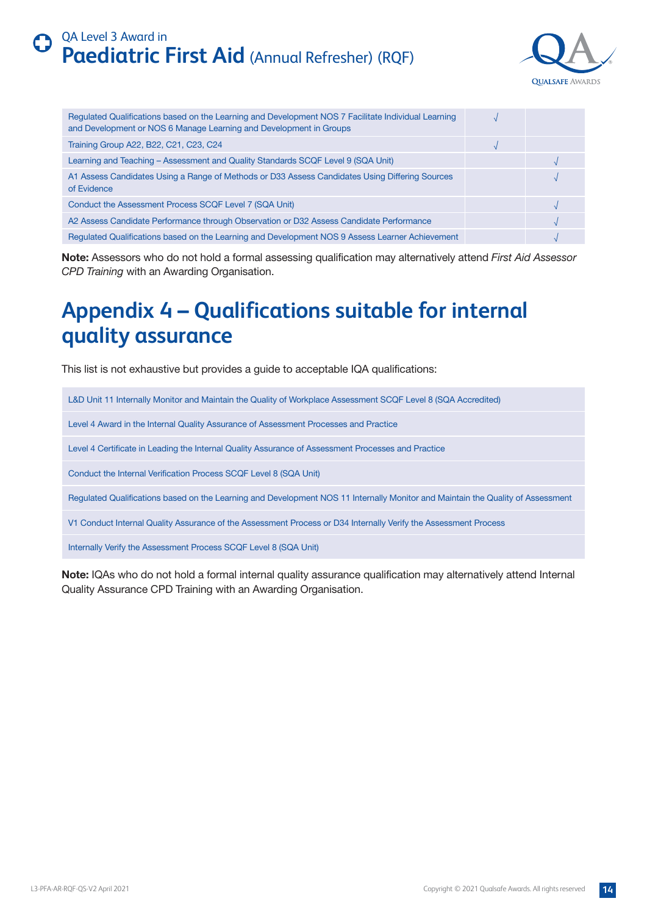| | | |
|---|---|---|
| Regulated Qualifications based on the Learning and Development NOS 7 Facilitate Individual Learning and Development or NOS 6 Manage Learning and Development in Groups | √ | |
| Training Group A22, B22, C21, C23, C24 | √ | |
| Learning and Teaching – Assessment and Quality Standards SCQF Level 9 (SQA Unit) | | √ |
| A1 Assess Candidates Using a Range of Methods or D33 Assess Candidates Using Differing Sources of Evidence | | √ |
| Conduct the Assessment Process SCQF Level 7 (SQA Unit) | | √ |
| A2 Assess Candidate Performance through Observation or D32 Assess Candidate Performance | | √ |
| Regulated Qualifications based on the Learning and Development NOS 9 Assess Learner Achievement | | √ |

**Note:** Assessors who do not hold a formal assessing qualification may alternatively attend *First Aid Assessor CPD Training* with an Awarding Organisation.

# Appendix 4 – Qualifications suitable for internal quality assurance

This list is not exhaustive but provides a guide to acceptable IQA qualifications:

| |
|---|
| L&D Unit 11 Internally Monitor and Maintain the Quality of Workplace Assessment SCQF Level 8 (SQA Accredited) |
| Level 4 Award in the Internal Quality Assurance of Assessment Processes and Practice |
| Level 4 Certificate in Leading the Internal Quality Assurance of Assessment Processes and Practice |
| Conduct the Internal Verification Process SCQF Level 8 (SQA Unit) |
| Regulated Qualifications based on the Learning and Development NOS 11 Internally Monitor and Maintain the Quality of Assessment |
| V1 Conduct Internal Quality Assurance of the Assessment Process or D34 Internally Verify the Assessment Process |
| Internally Verify the Assessment Process SCQF Level 8 (SQA Unit) |

**Note:** IQAs who do not hold a formal internal quality assurance qualification may alternatively attend Internal Quality Assurance CPD Training with an Awarding Organisation.